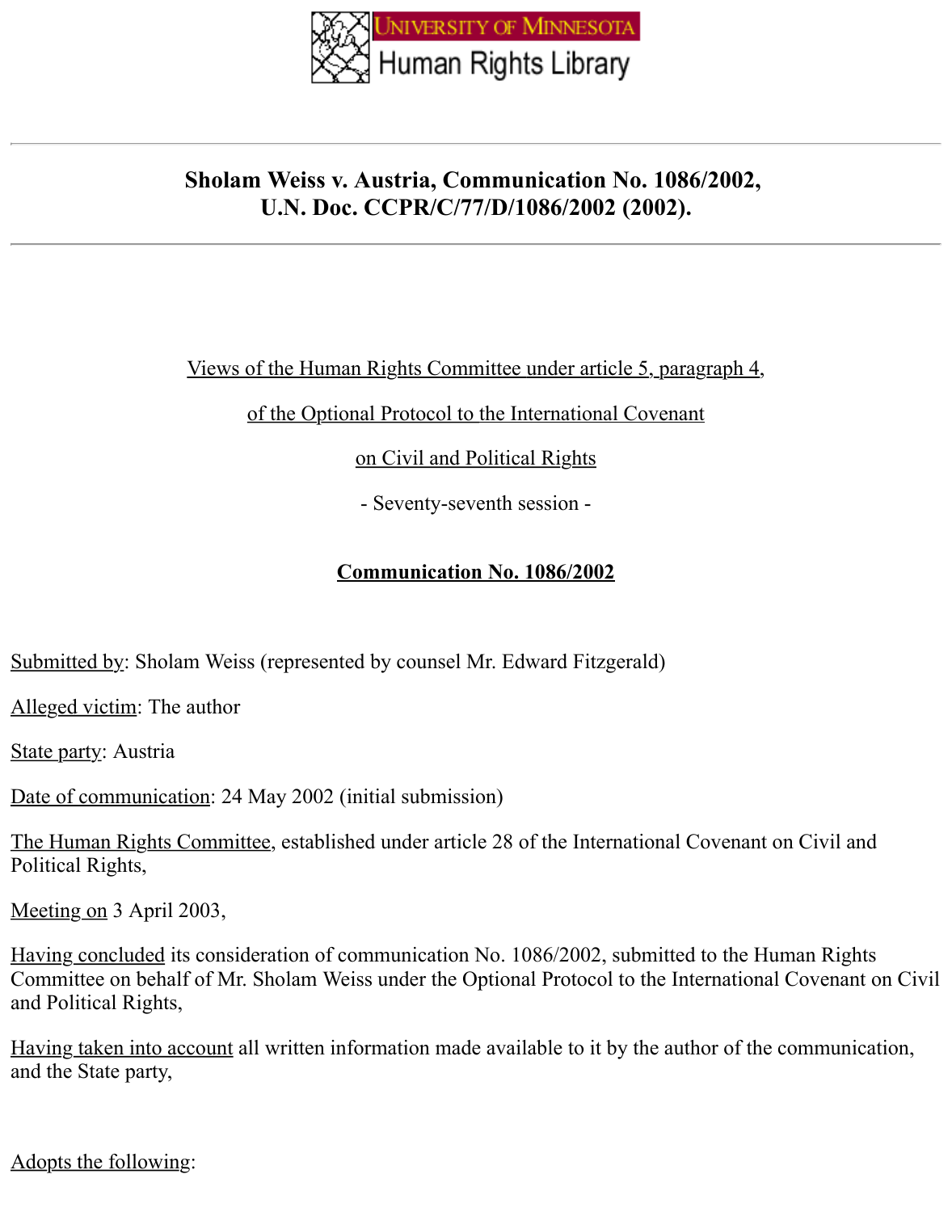University of Minnesota Human Rights Library

---

## Sholam Weiss v. Austria, Communication No. 1086/2002, U.N. Doc. CCPR/C/77/D/1086/2002 (2002).

---

Views of the Human Rights Committee under article 5, paragraph 4,

of the Optional Protocol to the International Covenant

on Civil and Political Rights

- Seventy-seventh session -

**Communication No. 1086/2002**

Submitted by: Sholam Weiss (represented by counsel Mr. Edward Fitzgerald)

Alleged victim: The author

State party: Austria

Date of communication: 24 May 2002 (initial submission)

The Human Rights Committee, established under article 28 of the International Covenant on Civil and Political Rights,

Meeting on 3 April 2003,

Having concluded its consideration of communication No. 1086/2002, submitted to the Human Rights Committee on behalf of Mr. Sholam Weiss under the Optional Protocol to the International Covenant on Civil and Political Rights,

Having taken into account all written information made available to it by the author of the communication, and the State party,

Adopts the following: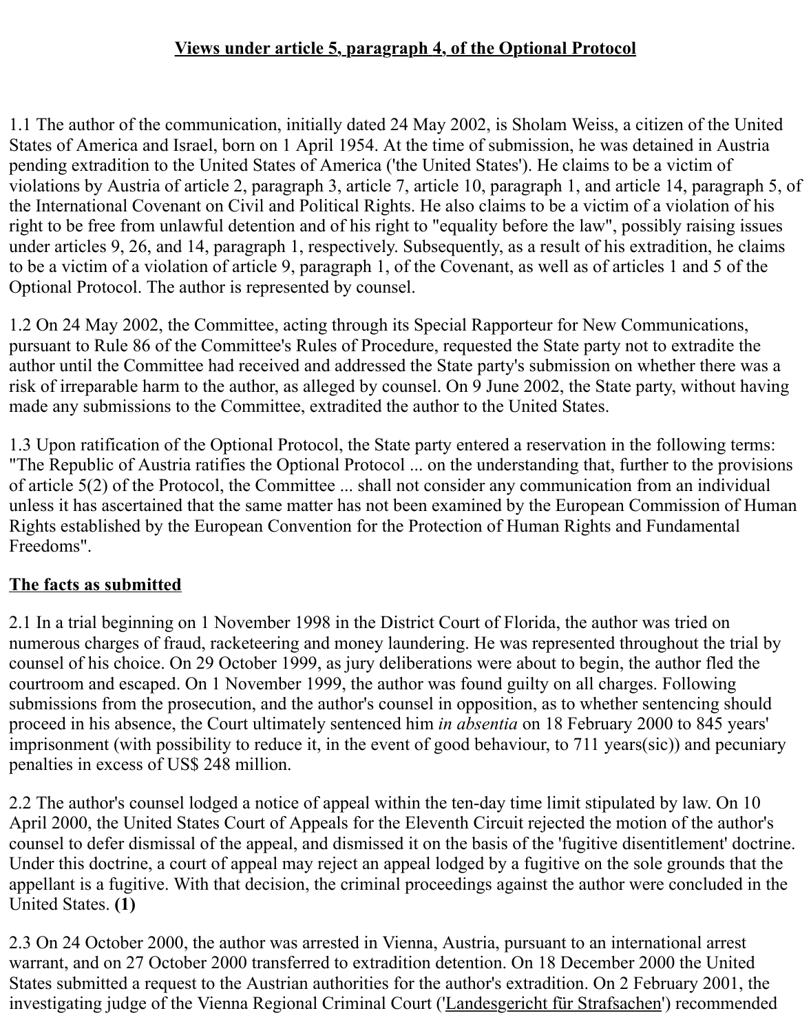## Views under article 5, paragraph 4, of the Optional Protocol

1.1 The author of the communication, initially dated 24 May 2002, is Sholam Weiss, a citizen of the United States of America and Israel, born on 1 April 1954. At the time of submission, he was detained in Austria pending extradition to the United States of America ('the United States'). He claims to be a victim of violations by Austria of article 2, paragraph 3, article 7, article 10, paragraph 1, and article 14, paragraph 5, of the International Covenant on Civil and Political Rights. He also claims to be a victim of a violation of his right to be free from unlawful detention and of his right to "equality before the law", possibly raising issues under articles 9, 26, and 14, paragraph 1, respectively. Subsequently, as a result of his extradition, he claims to be a victim of a violation of article 9, paragraph 1, of the Covenant, as well as of articles 1 and 5 of the Optional Protocol. The author is represented by counsel.

1.2 On 24 May 2002, the Committee, acting through its Special Rapporteur for New Communications, pursuant to Rule 86 of the Committee's Rules of Procedure, requested the State party not to extradite the author until the Committee had received and addressed the State party's submission on whether there was a risk of irreparable harm to the author, as alleged by counsel. On 9 June 2002, the State party, without having made any submissions to the Committee, extradited the author to the United States.

1.3 Upon ratification of the Optional Protocol, the State party entered a reservation in the following terms: "The Republic of Austria ratifies the Optional Protocol ... on the understanding that, further to the provisions of article 5(2) of the Protocol, the Committee ... shall not consider any communication from an individual unless it has ascertained that the same matter has not been examined by the European Commission of Human Rights established by the European Convention for the Protection of Human Rights and Fundamental Freedoms".

## The facts as submitted

2.1 In a trial beginning on 1 November 1998 in the District Court of Florida, the author was tried on numerous charges of fraud, racketeering and money laundering. He was represented throughout the trial by counsel of his choice. On 29 October 1999, as jury deliberations were about to begin, the author fled the courtroom and escaped. On 1 November 1999, the author was found guilty on all charges. Following submissions from the prosecution, and the author's counsel in opposition, as to whether sentencing should proceed in his absence, the Court ultimately sentenced him *in absentia* on 18 February 2000 to 845 years' imprisonment (with possibility to reduce it, in the event of good behaviour, to 711 years(sic)) and pecuniary penalties in excess of US$ 248 million.

2.2 The author's counsel lodged a notice of appeal within the ten-day time limit stipulated by law. On 10 April 2000, the United States Court of Appeals for the Eleventh Circuit rejected the motion of the author's counsel to defer dismissal of the appeal, and dismissed it on the basis of the 'fugitive disentitlement' doctrine. Under this doctrine, a court of appeal may reject an appeal lodged by a fugitive on the sole grounds that the appellant is a fugitive. With that decision, the criminal proceedings against the author were concluded in the United States. **(1)**

2.3 On 24 October 2000, the author was arrested in Vienna, Austria, pursuant to an international arrest warrant, and on 27 October 2000 transferred to extradition detention. On 18 December 2000 the United States submitted a request to the Austrian authorities for the author's extradition. On 2 February 2001, the investigating judge of the Vienna Regional Criminal Court ('Landesgericht für Strafsachen') recommended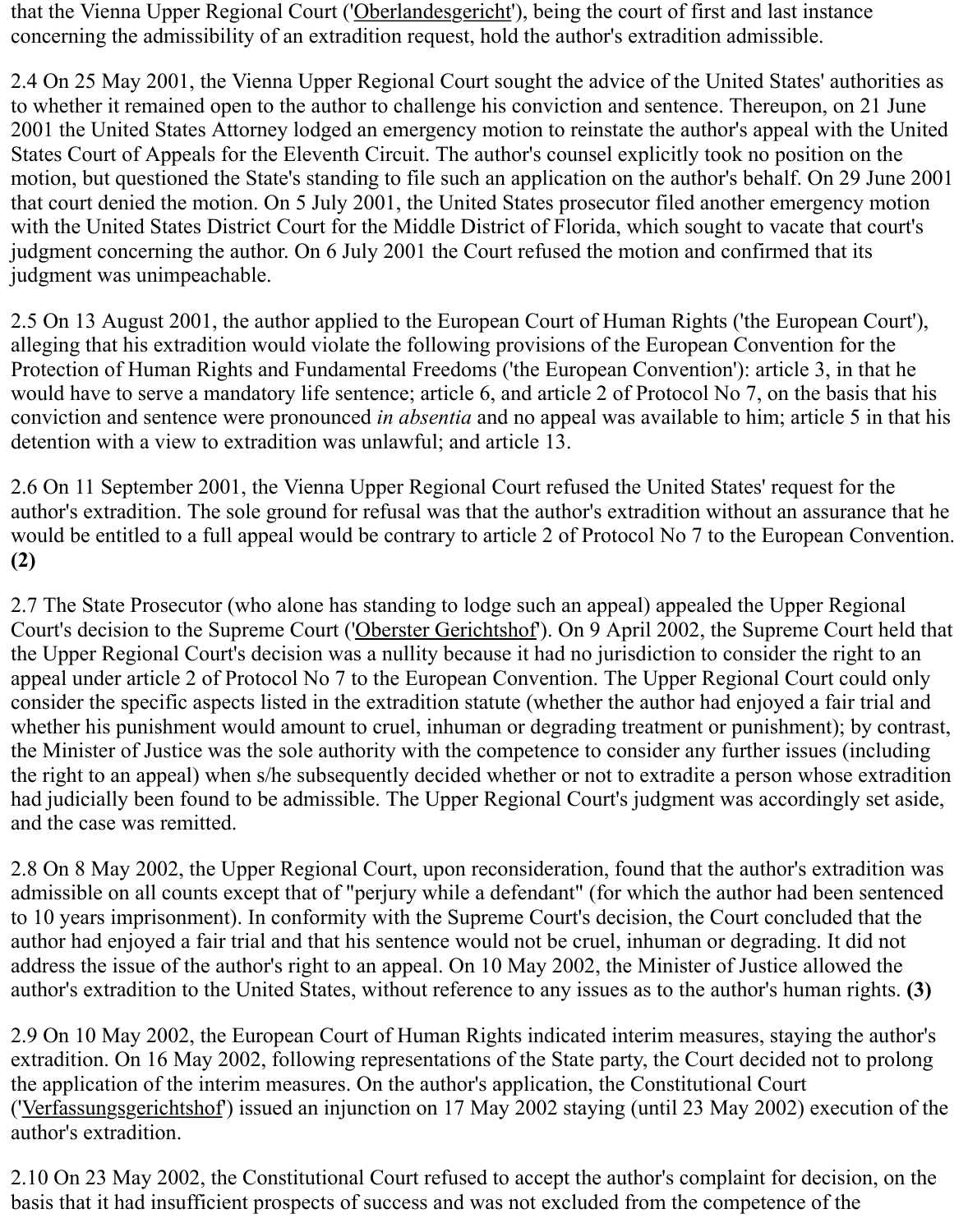that the Vienna Upper Regional Court ('Oberlandesgericht'), being the court of first and last instance concerning the admissibility of an extradition request, hold the author's extradition admissible.

2.4 On 25 May 2001, the Vienna Upper Regional Court sought the advice of the United States' authorities as to whether it remained open to the author to challenge his conviction and sentence. Thereupon, on 21 June 2001 the United States Attorney lodged an emergency motion to reinstate the author's appeal with the United States Court of Appeals for the Eleventh Circuit. The author's counsel explicitly took no position on the motion, but questioned the State's standing to file such an application on the author's behalf. On 29 June 2001 that court denied the motion. On 5 July 2001, the United States prosecutor filed another emergency motion with the United States District Court for the Middle District of Florida, which sought to vacate that court's judgment concerning the author. On 6 July 2001 the Court refused the motion and confirmed that its judgment was unimpeachable.

2.5 On 13 August 2001, the author applied to the European Court of Human Rights ('the European Court'), alleging that his extradition would violate the following provisions of the European Convention for the Protection of Human Rights and Fundamental Freedoms ('the European Convention'): article 3, in that he would have to serve a mandatory life sentence; article 6, and article 2 of Protocol No 7, on the basis that his conviction and sentence were pronounced *in absentia* and no appeal was available to him; article 5 in that his detention with a view to extradition was unlawful; and article 13.

2.6 On 11 September 2001, the Vienna Upper Regional Court refused the United States' request for the author's extradition. The sole ground for refusal was that the author's extradition without an assurance that he would be entitled to a full appeal would be contrary to article 2 of Protocol No 7 to the European Convention. **(2)**

2.7 The State Prosecutor (who alone has standing to lodge such an appeal) appealed the Upper Regional Court's decision to the Supreme Court ('Oberster Gerichtshof'). On 9 April 2002, the Supreme Court held that the Upper Regional Court's decision was a nullity because it had no jurisdiction to consider the right to an appeal under article 2 of Protocol No 7 to the European Convention. The Upper Regional Court could only consider the specific aspects listed in the extradition statute (whether the author had enjoyed a fair trial and whether his punishment would amount to cruel, inhuman or degrading treatment or punishment); by contrast, the Minister of Justice was the sole authority with the competence to consider any further issues (including the right to an appeal) when s/he subsequently decided whether or not to extradite a person whose extradition had judicially been found to be admissible. The Upper Regional Court's judgment was accordingly set aside, and the case was remitted.

2.8 On 8 May 2002, the Upper Regional Court, upon reconsideration, found that the author's extradition was admissible on all counts except that of "perjury while a defendant" (for which the author had been sentenced to 10 years imprisonment). In conformity with the Supreme Court's decision, the Court concluded that the author had enjoyed a fair trial and that his sentence would not be cruel, inhuman or degrading. It did not address the issue of the author's right to an appeal. On 10 May 2002, the Minister of Justice allowed the author's extradition to the United States, without reference to any issues as to the author's human rights. **(3)**

2.9 On 10 May 2002, the European Court of Human Rights indicated interim measures, staying the author's extradition. On 16 May 2002, following representations of the State party, the Court decided not to prolong the application of the interim measures. On the author's application, the Constitutional Court ('Verfassungsgerichtshof') issued an injunction on 17 May 2002 staying (until 23 May 2002) execution of the author's extradition.

2.10 On 23 May 2002, the Constitutional Court refused to accept the author's complaint for decision, on the basis that it had insufficient prospects of success and was not excluded from the competence of the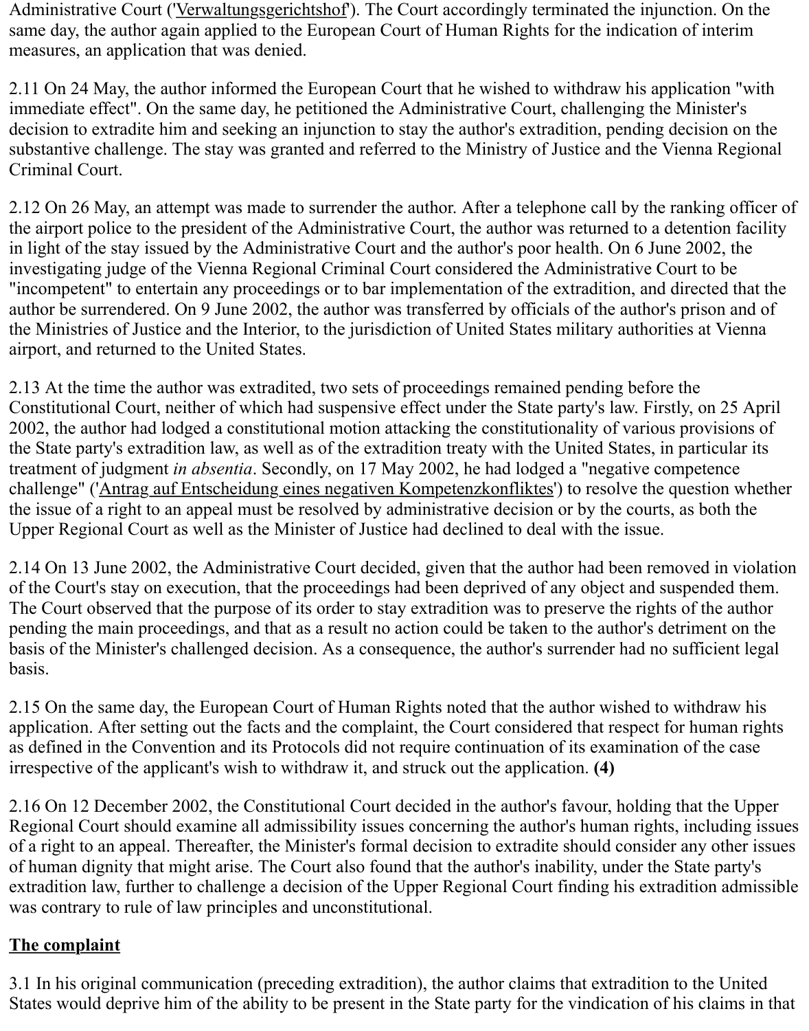Administrative Court ('Verwaltungsgerichtshof'). The Court accordingly terminated the injunction. On the same day, the author again applied to the European Court of Human Rights for the indication of interim measures, an application that was denied.

2.11 On 24 May, the author informed the European Court that he wished to withdraw his application "with immediate effect". On the same day, he petitioned the Administrative Court, challenging the Minister's decision to extradite him and seeking an injunction to stay the author's extradition, pending decision on the substantive challenge. The stay was granted and referred to the Ministry of Justice and the Vienna Regional Criminal Court.

2.12 On 26 May, an attempt was made to surrender the author. After a telephone call by the ranking officer of the airport police to the president of the Administrative Court, the author was returned to a detention facility in light of the stay issued by the Administrative Court and the author's poor health. On 6 June 2002, the investigating judge of the Vienna Regional Criminal Court considered the Administrative Court to be "incompetent" to entertain any proceedings or to bar implementation of the extradition, and directed that the author be surrendered. On 9 June 2002, the author was transferred by officials of the author's prison and of the Ministries of Justice and the Interior, to the jurisdiction of United States military authorities at Vienna airport, and returned to the United States.

2.13 At the time the author was extradited, two sets of proceedings remained pending before the Constitutional Court, neither of which had suspensive effect under the State party's law. Firstly, on 25 April 2002, the author had lodged a constitutional motion attacking the constitutionality of various provisions of the State party's extradition law, as well as of the extradition treaty with the United States, in particular its treatment of judgment *in absentia*. Secondly, on 17 May 2002, he had lodged a "negative competence challenge" ('Antrag auf Entscheidung eines negativen Kompetenzkonfliktes') to resolve the question whether the issue of a right to an appeal must be resolved by administrative decision or by the courts, as both the Upper Regional Court as well as the Minister of Justice had declined to deal with the issue.

2.14 On 13 June 2002, the Administrative Court decided, given that the author had been removed in violation of the Court's stay on execution, that the proceedings had been deprived of any object and suspended them. The Court observed that the purpose of its order to stay extradition was to preserve the rights of the author pending the main proceedings, and that as a result no action could be taken to the author's detriment on the basis of the Minister's challenged decision. As a consequence, the author's surrender had no sufficient legal basis.

2.15 On the same day, the European Court of Human Rights noted that the author wished to withdraw his application. After setting out the facts and the complaint, the Court considered that respect for human rights as defined in the Convention and its Protocols did not require continuation of its examination of the case irrespective of the applicant's wish to withdraw it, and struck out the application. **(4)**

2.16 On 12 December 2002, the Constitutional Court decided in the author's favour, holding that the Upper Regional Court should examine all admissibility issues concerning the author's human rights, including issues of a right to an appeal. Thereafter, the Minister's formal decision to extradite should consider any other issues of human dignity that might arise. The Court also found that the author's inability, under the State party's extradition law, further to challenge a decision of the Upper Regional Court finding his extradition admissible was contrary to rule of law principles and unconstitutional.

## The complaint

3.1 In his original communication (preceding extradition), the author claims that extradition to the United States would deprive him of the ability to be present in the State party for the vindication of his claims in that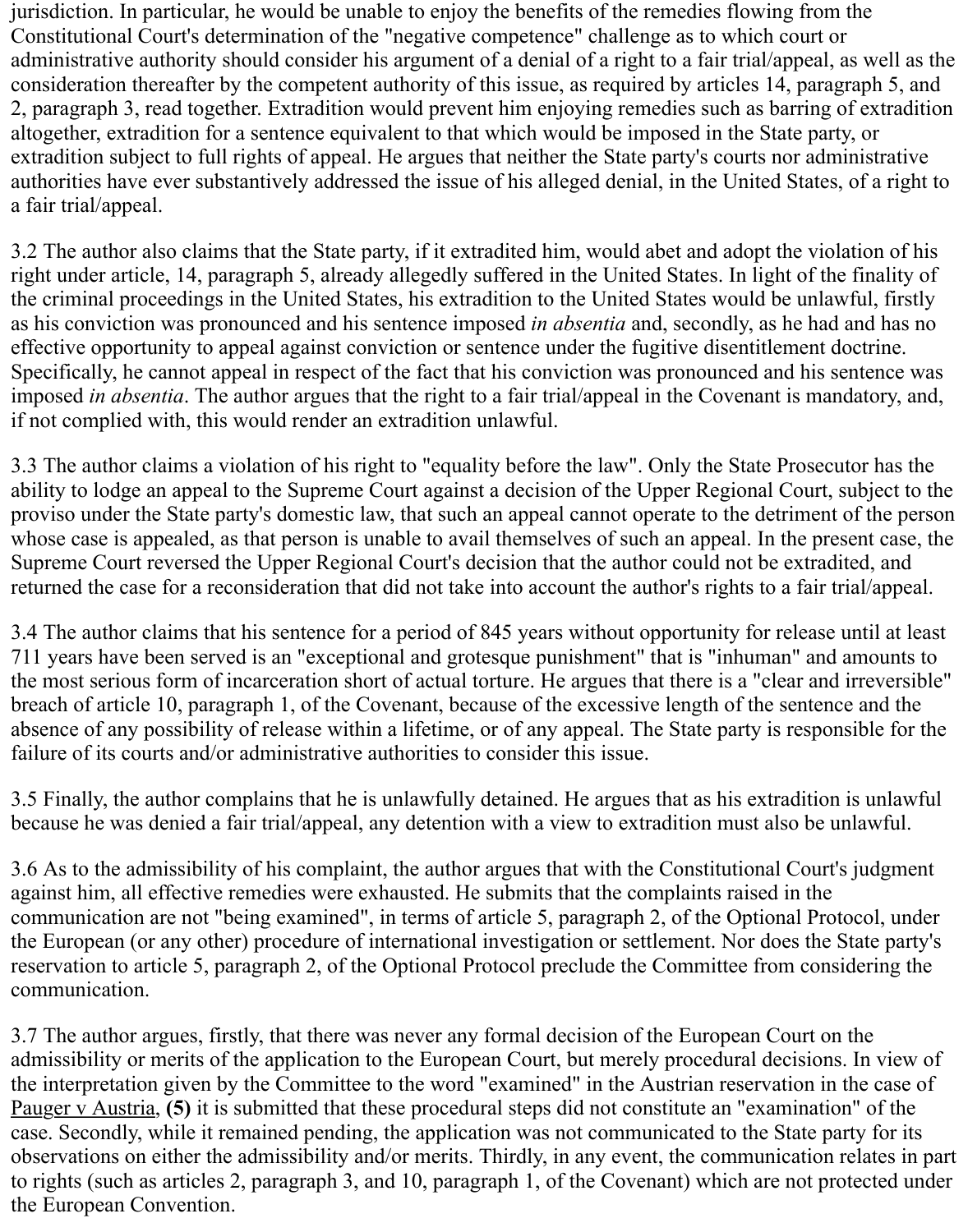jurisdiction. In particular, he would be unable to enjoy the benefits of the remedies flowing from the Constitutional Court's determination of the "negative competence" challenge as to which court or administrative authority should consider his argument of a denial of a right to a fair trial/appeal, as well as the consideration thereafter by the competent authority of this issue, as required by articles 14, paragraph 5, and 2, paragraph 3, read together. Extradition would prevent him enjoying remedies such as barring of extradition altogether, extradition for a sentence equivalent to that which would be imposed in the State party, or extradition subject to full rights of appeal. He argues that neither the State party's courts nor administrative authorities have ever substantively addressed the issue of his alleged denial, in the United States, of a right to a fair trial/appeal.

3.2 The author also claims that the State party, if it extradited him, would abet and adopt the violation of his right under article, 14, paragraph 5, already allegedly suffered in the United States. In light of the finality of the criminal proceedings in the United States, his extradition to the United States would be unlawful, firstly as his conviction was pronounced and his sentence imposed *in absentia* and, secondly, as he had and has no effective opportunity to appeal against conviction or sentence under the fugitive disentitlement doctrine. Specifically, he cannot appeal in respect of the fact that his conviction was pronounced and his sentence was imposed *in absentia*. The author argues that the right to a fair trial/appeal in the Covenant is mandatory, and, if not complied with, this would render an extradition unlawful.

3.3 The author claims a violation of his right to "equality before the law". Only the State Prosecutor has the ability to lodge an appeal to the Supreme Court against a decision of the Upper Regional Court, subject to the proviso under the State party's domestic law, that such an appeal cannot operate to the detriment of the person whose case is appealed, as that person is unable to avail themselves of such an appeal. In the present case, the Supreme Court reversed the Upper Regional Court's decision that the author could not be extradited, and returned the case for a reconsideration that did not take into account the author's rights to a fair trial/appeal.

3.4 The author claims that his sentence for a period of 845 years without opportunity for release until at least 711 years have been served is an "exceptional and grotesque punishment" that is "inhuman" and amounts to the most serious form of incarceration short of actual torture. He argues that there is a "clear and irreversible" breach of article 10, paragraph 1, of the Covenant, because of the excessive length of the sentence and the absence of any possibility of release within a lifetime, or of any appeal. The State party is responsible for the failure of its courts and/or administrative authorities to consider this issue.

3.5 Finally, the author complains that he is unlawfully detained. He argues that as his extradition is unlawful because he was denied a fair trial/appeal, any detention with a view to extradition must also be unlawful.

3.6 As to the admissibility of his complaint, the author argues that with the Constitutional Court's judgment against him, all effective remedies were exhausted. He submits that the complaints raised in the communication are not "being examined", in terms of article 5, paragraph 2, of the Optional Protocol, under the European (or any other) procedure of international investigation or settlement. Nor does the State party's reservation to article 5, paragraph 2, of the Optional Protocol preclude the Committee from considering the communication.

3.7 The author argues, firstly, that there was never any formal decision of the European Court on the admissibility or merits of the application to the European Court, but merely procedural decisions. In view of the interpretation given by the Committee to the word "examined" in the Austrian reservation in the case of Pauger v Austria, **(5)** it is submitted that these procedural steps did not constitute an "examination" of the case. Secondly, while it remained pending, the application was not communicated to the State party for its observations on either the admissibility and/or merits. Thirdly, in any event, the communication relates in part to rights (such as articles 2, paragraph 3, and 10, paragraph 1, of the Covenant) which are not protected under the European Convention.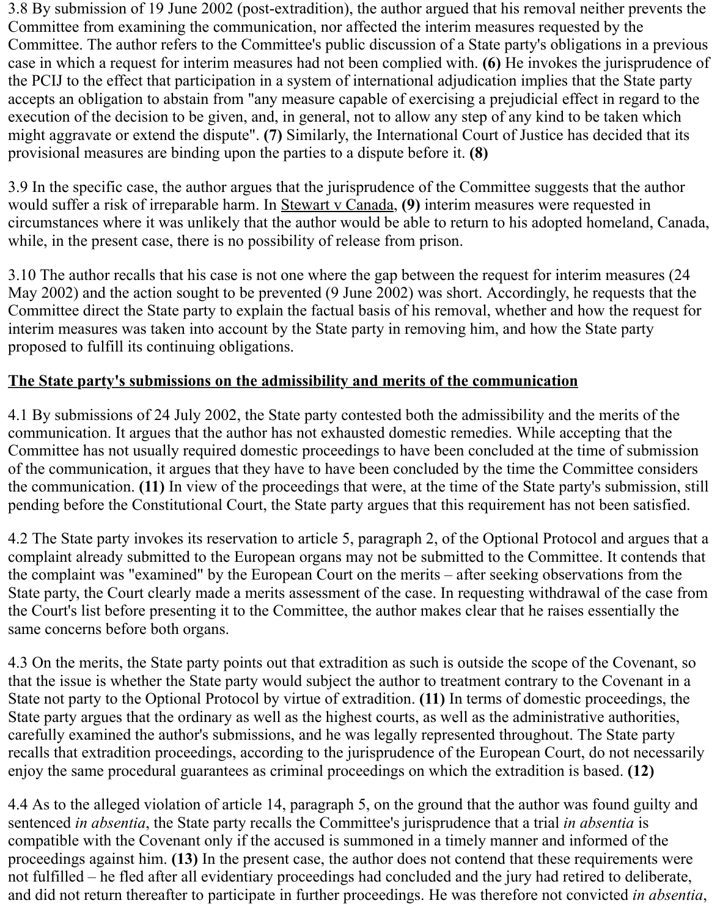3.8 By submission of 19 June 2002 (post-extradition), the author argued that his removal neither prevents the Committee from examining the communication, nor affected the interim measures requested by the Committee. The author refers to the Committee's public discussion of a State party's obligations in a previous case in which a request for interim measures had not been complied with. **(6)** He invokes the jurisprudence of the PCIJ to the effect that participation in a system of international adjudication implies that the State party accepts an obligation to abstain from "any measure capable of exercising a prejudicial effect in regard to the execution of the decision to be given, and, in general, not to allow any step of any kind to be taken which might aggravate or extend the dispute". **(7)** Similarly, the International Court of Justice has decided that its provisional measures are binding upon the parties to a dispute before it. **(8)**

3.9 In the specific case, the author argues that the jurisprudence of the Committee suggests that the author would suffer a risk of irreparable harm. In Stewart v Canada, **(9)** interim measures were requested in circumstances where it was unlikely that the author would be able to return to his adopted homeland, Canada, while, in the present case, there is no possibility of release from prison.

3.10 The author recalls that his case is not one where the gap between the request for interim measures (24 May 2002) and the action sought to be prevented (9 June 2002) was short. Accordingly, he requests that the Committee direct the State party to explain the factual basis of his removal, whether and how the request for interim measures was taken into account by the State party in removing him, and how the State party proposed to fulfill its continuing obligations.

**The State party's submissions on the admissibility and merits of the communication**

4.1 By submissions of 24 July 2002, the State party contested both the admissibility and the merits of the communication. It argues that the author has not exhausted domestic remedies. While accepting that the Committee has not usually required domestic proceedings to have been concluded at the time of submission of the communication, it argues that they have to have been concluded by the time the Committee considers the communication. **(11)** In view of the proceedings that were, at the time of the State party's submission, still pending before the Constitutional Court, the State party argues that this requirement has not been satisfied.

4.2 The State party invokes its reservation to article 5, paragraph 2, of the Optional Protocol and argues that a complaint already submitted to the European organs may not be submitted to the Committee. It contends that the complaint was "examined" by the European Court on the merits – after seeking observations from the State party, the Court clearly made a merits assessment of the case. In requesting withdrawal of the case from the Court's list before presenting it to the Committee, the author makes clear that he raises essentially the same concerns before both organs.

4.3 On the merits, the State party points out that extradition as such is outside the scope of the Covenant, so that the issue is whether the State party would subject the author to treatment contrary to the Covenant in a State not party to the Optional Protocol by virtue of extradition. **(11)** In terms of domestic proceedings, the State party argues that the ordinary as well as the highest courts, as well as the administrative authorities, carefully examined the author's submissions, and he was legally represented throughout. The State party recalls that extradition proceedings, according to the jurisprudence of the European Court, do not necessarily enjoy the same procedural guarantees as criminal proceedings on which the extradition is based. **(12)**

4.4 As to the alleged violation of article 14, paragraph 5, on the ground that the author was found guilty and sentenced *in absentia*, the State party recalls the Committee's jurisprudence that a trial *in absentia* is compatible with the Covenant only if the accused is summoned in a timely manner and informed of the proceedings against him. **(13)** In the present case, the author does not contend that these requirements were not fulfilled – he fled after all evidentiary proceedings had concluded and the jury had retired to deliberate, and did not return thereafter to participate in further proceedings. He was therefore not convicted *in absentia*,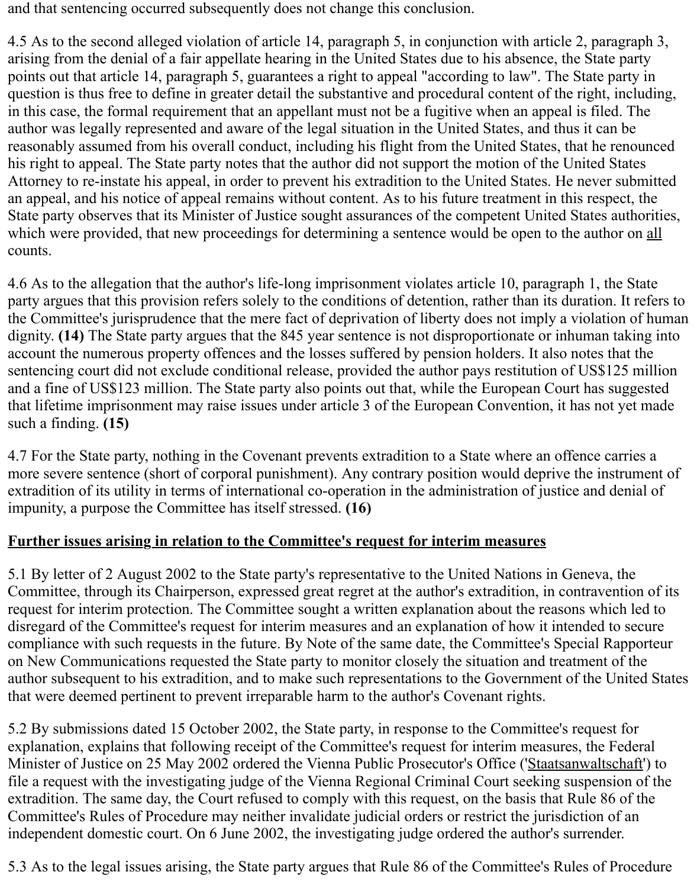and that sentencing occurred subsequently does not change this conclusion.

4.5 As to the second alleged violation of article 14, paragraph 5, in conjunction with article 2, paragraph 3, arising from the denial of a fair appellate hearing in the United States due to his absence, the State party points out that article 14, paragraph 5, guarantees a right to appeal "according to law". The State party in question is thus free to define in greater detail the substantive and procedural content of the right, including, in this case, the formal requirement that an appellant must not be a fugitive when an appeal is filed. The author was legally represented and aware of the legal situation in the United States, and thus it can be reasonably assumed from his overall conduct, including his flight from the United States, that he renounced his right to appeal. The State party notes that the author did not support the motion of the United States Attorney to re-instate his appeal, in order to prevent his extradition to the United States. He never submitted an appeal, and his notice of appeal remains without content. As to his future treatment in this respect, the State party observes that its Minister of Justice sought assurances of the competent United States authorities, which were provided, that new proceedings for determining a sentence would be open to the author on <u>all</u> counts.

4.6 As to the allegation that the author's life-long imprisonment violates article 10, paragraph 1, the State party argues that this provision refers solely to the conditions of detention, rather than its duration. It refers to the Committee's jurisprudence that the mere fact of deprivation of liberty does not imply a violation of human dignity. **(14)** The State party argues that the 845 year sentence is not disproportionate or inhuman taking into account the numerous property offences and the losses suffered by pension holders. It also notes that the sentencing court did not exclude conditional release, provided the author pays restitution of US$125 million and a fine of US$123 million. The State party also points out that, while the European Court has suggested that lifetime imprisonment may raise issues under article 3 of the European Convention, it has not yet made such a finding. **(15)**

4.7 For the State party, nothing in the Covenant prevents extradition to a State where an offence carries a more severe sentence (short of corporal punishment). Any contrary position would deprive the instrument of extradition of its utility in terms of international co-operation in the administration of justice and denial of impunity, a purpose the Committee has itself stressed. **(16)**

**<u>Further issues arising in relation to the Committee's request for interim measures</u>**

5.1 By letter of 2 August 2002 to the State party's representative to the United Nations in Geneva, the Committee, through its Chairperson, expressed great regret at the author's extradition, in contravention of its request for interim protection. The Committee sought a written explanation about the reasons which led to disregard of the Committee's request for interim measures and an explanation of how it intended to secure compliance with such requests in the future. By Note of the same date, the Committee's Special Rapporteur on New Communications requested the State party to monitor closely the situation and treatment of the author subsequent to his extradition, and to make such representations to the Government of the United States that were deemed pertinent to prevent irreparable harm to the author's Covenant rights.

5.2 By submissions dated 15 October 2002, the State party, in response to the Committee's request for explanation, explains that following receipt of the Committee's request for interim measures, the Federal Minister of Justice on 25 May 2002 ordered the Vienna Public Prosecutor's Office ('<u>Staatsanwaltschaft</u>') to file a request with the investigating judge of the Vienna Regional Criminal Court seeking suspension of the extradition. The same day, the Court refused to comply with this request, on the basis that Rule 86 of the Committee's Rules of Procedure may neither invalidate judicial orders or restrict the jurisdiction of an independent domestic court. On 6 June 2002, the investigating judge ordered the author's surrender.

5.3 As to the legal issues arising, the State party argues that Rule 86 of the Committee's Rules of Procedure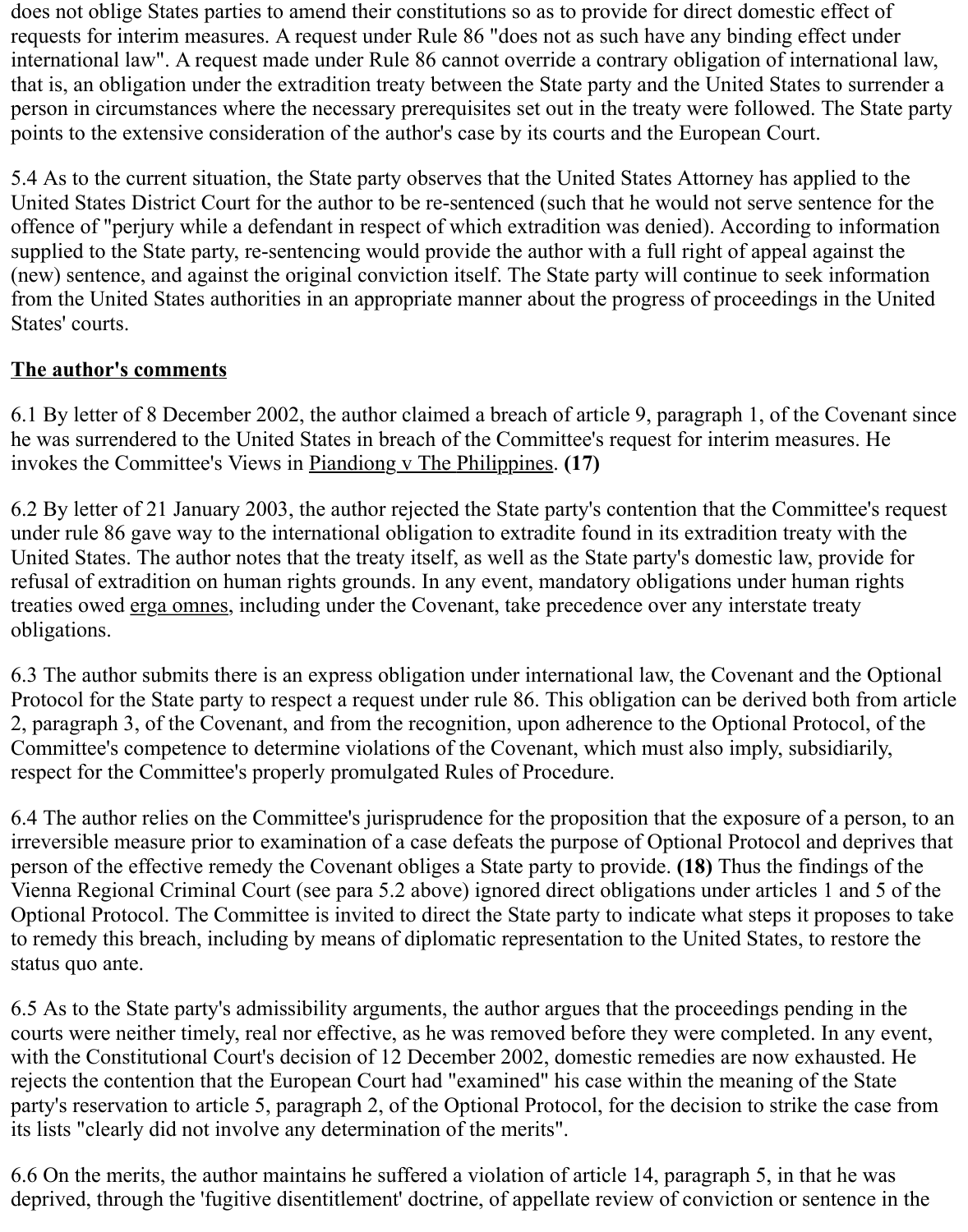does not oblige States parties to amend their constitutions so as to provide for direct domestic effect of requests for interim measures. A request under Rule 86 "does not as such have any binding effect under international law". A request made under Rule 86 cannot override a contrary obligation of international law, that is, an obligation under the extradition treaty between the State party and the United States to surrender a person in circumstances where the necessary prerequisites set out in the treaty were followed. The State party points to the extensive consideration of the author's case by its courts and the European Court.

5.4 As to the current situation, the State party observes that the United States Attorney has applied to the United States District Court for the author to be re-sentenced (such that he would not serve sentence for the offence of "perjury while a defendant in respect of which extradition was denied). According to information supplied to the State party, re-sentencing would provide the author with a full right of appeal against the (new) sentence, and against the original conviction itself. The State party will continue to seek information from the United States authorities in an appropriate manner about the progress of proceedings in the United States' courts.

## The author's comments

6.1 By letter of 8 December 2002, the author claimed a breach of article 9, paragraph 1, of the Covenant since he was surrendered to the United States in breach of the Committee's request for interim measures. He invokes the Committee's Views in Piandiong v The Philippines. **(17)**

6.2 By letter of 21 January 2003, the author rejected the State party's contention that the Committee's request under rule 86 gave way to the international obligation to extradite found in its extradition treaty with the United States. The author notes that the treaty itself, as well as the State party's domestic law, provide for refusal of extradition on human rights grounds. In any event, mandatory obligations under human rights treaties owed erga omnes, including under the Covenant, take precedence over any interstate treaty obligations.

6.3 The author submits there is an express obligation under international law, the Covenant and the Optional Protocol for the State party to respect a request under rule 86. This obligation can be derived both from article 2, paragraph 3, of the Covenant, and from the recognition, upon adherence to the Optional Protocol, of the Committee's competence to determine violations of the Covenant, which must also imply, subsidiarily, respect for the Committee's properly promulgated Rules of Procedure.

6.4 The author relies on the Committee's jurisprudence for the proposition that the exposure of a person, to an irreversible measure prior to examination of a case defeats the purpose of Optional Protocol and deprives that person of the effective remedy the Covenant obliges a State party to provide. **(18)** Thus the findings of the Vienna Regional Criminal Court (see para 5.2 above) ignored direct obligations under articles 1 and 5 of the Optional Protocol. The Committee is invited to direct the State party to indicate what steps it proposes to take to remedy this breach, including by means of diplomatic representation to the United States, to restore the status quo ante.

6.5 As to the State party's admissibility arguments, the author argues that the proceedings pending in the courts were neither timely, real nor effective, as he was removed before they were completed. In any event, with the Constitutional Court's decision of 12 December 2002, domestic remedies are now exhausted. He rejects the contention that the European Court had "examined" his case within the meaning of the State party's reservation to article 5, paragraph 2, of the Optional Protocol, for the decision to strike the case from its lists "clearly did not involve any determination of the merits".

6.6 On the merits, the author maintains he suffered a violation of article 14, paragraph 5, in that he was deprived, through the 'fugitive disentitlement' doctrine, of appellate review of conviction or sentence in the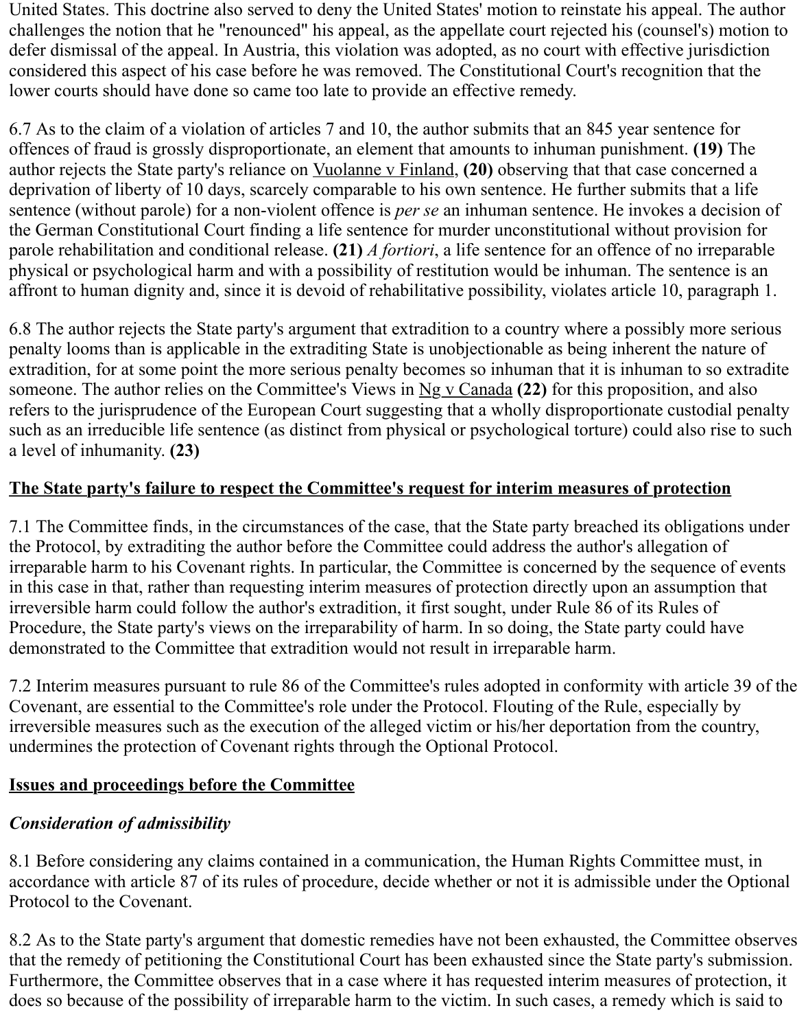United States. This doctrine also served to deny the United States' motion to reinstate his appeal. The author challenges the notion that he "renounced" his appeal, as the appellate court rejected his (counsel's) motion to defer dismissal of the appeal. In Austria, this violation was adopted, as no court with effective jurisdiction considered this aspect of his case before he was removed. The Constitutional Court's recognition that the lower courts should have done so came too late to provide an effective remedy.

6.7 As to the claim of a violation of articles 7 and 10, the author submits that an 845 year sentence for offences of fraud is grossly disproportionate, an element that amounts to inhuman punishment. **(19)** The author rejects the State party's reliance on Vuolanne v Finland, **(20)** observing that that case concerned a deprivation of liberty of 10 days, scarcely comparable to his own sentence. He further submits that a life sentence (without parole) for a non-violent offence is *per se* an inhuman sentence. He invokes a decision of the German Constitutional Court finding a life sentence for murder unconstitutional without provision for parole rehabilitation and conditional release. **(21)** *A fortiori*, a life sentence for an offence of no irreparable physical or psychological harm and with a possibility of restitution would be inhuman. The sentence is an affront to human dignity and, since it is devoid of rehabilitative possibility, violates article 10, paragraph 1.

6.8 The author rejects the State party's argument that extradition to a country where a possibly more serious penalty looms than is applicable in the extraditing State is unobjectionable as being inherent the nature of extradition, for at some point the more serious penalty becomes so inhuman that it is inhuman to so extradite someone. The author relies on the Committee's Views in Ng v Canada **(22)** for this proposition, and also refers to the jurisprudence of the European Court suggesting that a wholly disproportionate custodial penalty such as an irreducible life sentence (as distinct from physical or psychological torture) could also rise to such a level of inhumanity. **(23)**

**The State party's failure to respect the Committee's request for interim measures of protection**

7.1 The Committee finds, in the circumstances of the case, that the State party breached its obligations under the Protocol, by extraditing the author before the Committee could address the author's allegation of irreparable harm to his Covenant rights. In particular, the Committee is concerned by the sequence of events in this case in that, rather than requesting interim measures of protection directly upon an assumption that irreversible harm could follow the author's extradition, it first sought, under Rule 86 of its Rules of Procedure, the State party's views on the irreparability of harm. In so doing, the State party could have demonstrated to the Committee that extradition would not result in irreparable harm.

7.2 Interim measures pursuant to rule 86 of the Committee's rules adopted in conformity with article 39 of the Covenant, are essential to the Committee's role under the Protocol. Flouting of the Rule, especially by irreversible measures such as the execution of the alleged victim or his/her deportation from the country, undermines the protection of Covenant rights through the Optional Protocol.

**Issues and proceedings before the Committee**

***Consideration of admissibility***

8.1 Before considering any claims contained in a communication, the Human Rights Committee must, in accordance with article 87 of its rules of procedure, decide whether or not it is admissible under the Optional Protocol to the Covenant.

8.2 As to the State party's argument that domestic remedies have not been exhausted, the Committee observes that the remedy of petitioning the Constitutional Court has been exhausted since the State party's submission. Furthermore, the Committee observes that in a case where it has requested interim measures of protection, it does so because of the possibility of irreparable harm to the victim. In such cases, a remedy which is said to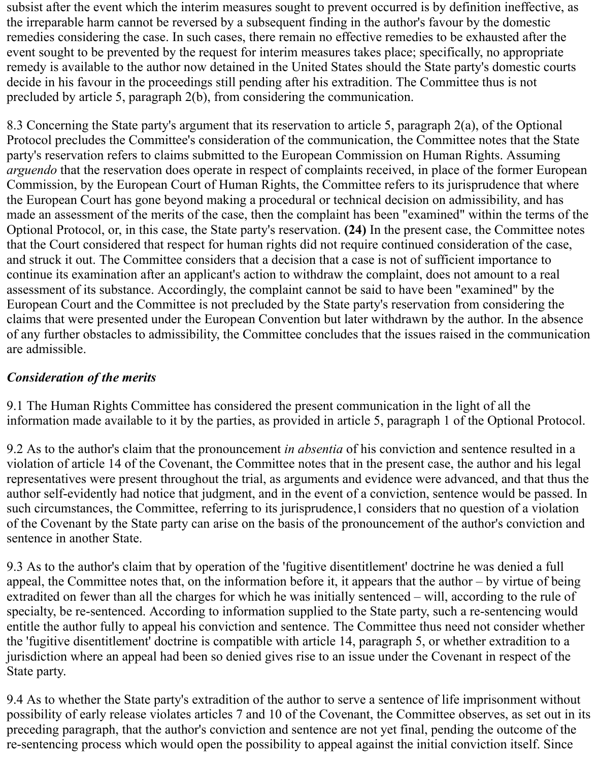subsist after the event which the interim measures sought to prevent occurred is by definition ineffective, as the irreparable harm cannot be reversed by a subsequent finding in the author's favour by the domestic remedies considering the case. In such cases, there remain no effective remedies to be exhausted after the event sought to be prevented by the request for interim measures takes place; specifically, no appropriate remedy is available to the author now detained in the United States should the State party's domestic courts decide in his favour in the proceedings still pending after his extradition. The Committee thus is not precluded by article 5, paragraph 2(b), from considering the communication.

8.3 Concerning the State party's argument that its reservation to article 5, paragraph 2(a), of the Optional Protocol precludes the Committee's consideration of the communication, the Committee notes that the State party's reservation refers to claims submitted to the European Commission on Human Rights. Assuming *arguendo* that the reservation does operate in respect of complaints received, in place of the former European Commission, by the European Court of Human Rights, the Committee refers to its jurisprudence that where the European Court has gone beyond making a procedural or technical decision on admissibility, and has made an assessment of the merits of the case, then the complaint has been "examined" within the terms of the Optional Protocol, or, in this case, the State party's reservation. **(24)** In the present case, the Committee notes that the Court considered that respect for human rights did not require continued consideration of the case, and struck it out. The Committee considers that a decision that a case is not of sufficient importance to continue its examination after an applicant's action to withdraw the complaint, does not amount to a real assessment of its substance. Accordingly, the complaint cannot be said to have been "examined" by the European Court and the Committee is not precluded by the State party's reservation from considering the claims that were presented under the European Convention but later withdrawn by the author. In the absence of any further obstacles to admissibility, the Committee concludes that the issues raised in the communication are admissible.

### *Consideration of the merits*

9.1 The Human Rights Committee has considered the present communication in the light of all the information made available to it by the parties, as provided in article 5, paragraph 1 of the Optional Protocol.

9.2 As to the author's claim that the pronouncement *in absentia* of his conviction and sentence resulted in a violation of article 14 of the Covenant, the Committee notes that in the present case, the author and his legal representatives were present throughout the trial, as arguments and evidence were advanced, and that thus the author self-evidently had notice that judgment, and in the event of a conviction, sentence would be passed. In such circumstances, the Committee, referring to its jurisprudence,1 considers that no question of a violation of the Covenant by the State party can arise on the basis of the pronouncement of the author's conviction and sentence in another State.

9.3 As to the author's claim that by operation of the 'fugitive disentitlement' doctrine he was denied a full appeal, the Committee notes that, on the information before it, it appears that the author – by virtue of being extradited on fewer than all the charges for which he was initially sentenced – will, according to the rule of specialty, be re-sentenced. According to information supplied to the State party, such a re-sentencing would entitle the author fully to appeal his conviction and sentence. The Committee thus need not consider whether the 'fugitive disentitlement' doctrine is compatible with article 14, paragraph 5, or whether extradition to a jurisdiction where an appeal had been so denied gives rise to an issue under the Covenant in respect of the State party.

9.4 As to whether the State party's extradition of the author to serve a sentence of life imprisonment without possibility of early release violates articles 7 and 10 of the Covenant, the Committee observes, as set out in its preceding paragraph, that the author's conviction and sentence are not yet final, pending the outcome of the re-sentencing process which would open the possibility to appeal against the initial conviction itself. Since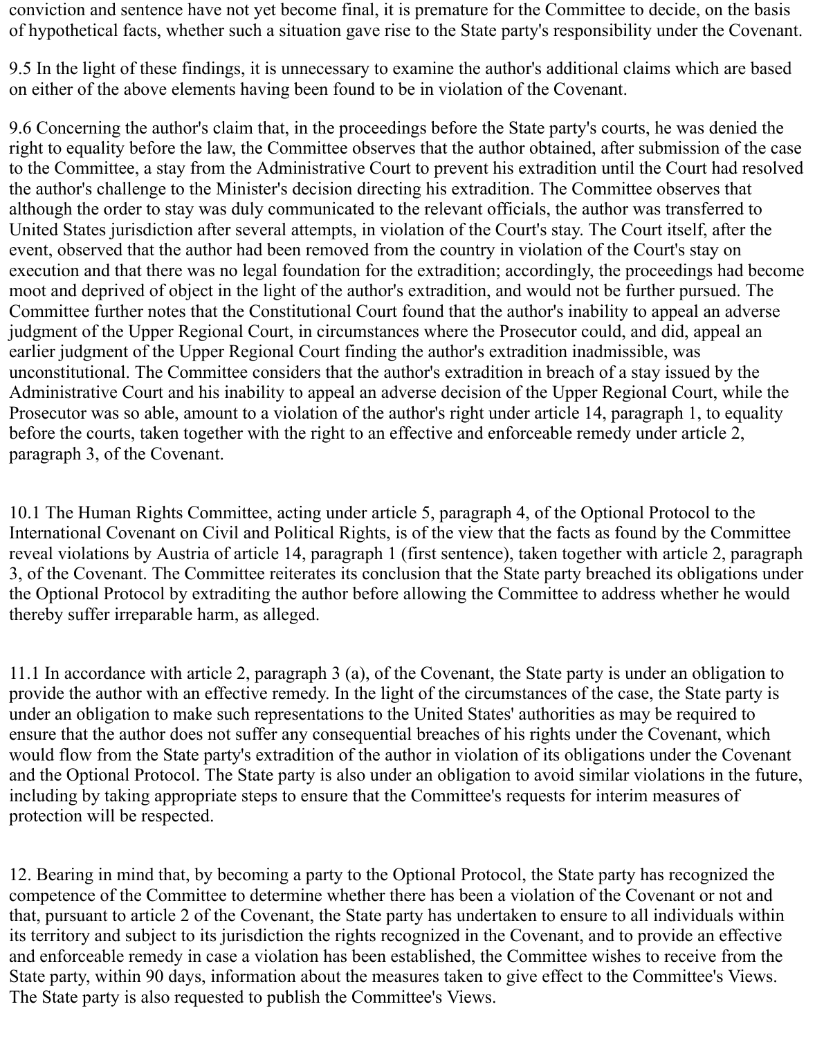conviction and sentence have not yet become final, it is premature for the Committee to decide, on the basis of hypothetical facts, whether such a situation gave rise to the State party's responsibility under the Covenant.

9.5 In the light of these findings, it is unnecessary to examine the author's additional claims which are based on either of the above elements having been found to be in violation of the Covenant.

9.6 Concerning the author's claim that, in the proceedings before the State party's courts, he was denied the right to equality before the law, the Committee observes that the author obtained, after submission of the case to the Committee, a stay from the Administrative Court to prevent his extradition until the Court had resolved the author's challenge to the Minister's decision directing his extradition. The Committee observes that although the order to stay was duly communicated to the relevant officials, the author was transferred to United States jurisdiction after several attempts, in violation of the Court's stay. The Court itself, after the event, observed that the author had been removed from the country in violation of the Court's stay on execution and that there was no legal foundation for the extradition; accordingly, the proceedings had become moot and deprived of object in the light of the author's extradition, and would not be further pursued. The Committee further notes that the Constitutional Court found that the author's inability to appeal an adverse judgment of the Upper Regional Court, in circumstances where the Prosecutor could, and did, appeal an earlier judgment of the Upper Regional Court finding the author's extradition inadmissible, was unconstitutional. The Committee considers that the author's extradition in breach of a stay issued by the Administrative Court and his inability to appeal an adverse decision of the Upper Regional Court, while the Prosecutor was so able, amount to a violation of the author's right under article 14, paragraph 1, to equality before the courts, taken together with the right to an effective and enforceable remedy under article 2, paragraph 3, of the Covenant.

10.1 The Human Rights Committee, acting under article 5, paragraph 4, of the Optional Protocol to the International Covenant on Civil and Political Rights, is of the view that the facts as found by the Committee reveal violations by Austria of article 14, paragraph 1 (first sentence), taken together with article 2, paragraph 3, of the Covenant. The Committee reiterates its conclusion that the State party breached its obligations under the Optional Protocol by extraditing the author before allowing the Committee to address whether he would thereby suffer irreparable harm, as alleged.

11.1 In accordance with article 2, paragraph 3 (a), of the Covenant, the State party is under an obligation to provide the author with an effective remedy. In the light of the circumstances of the case, the State party is under an obligation to make such representations to the United States' authorities as may be required to ensure that the author does not suffer any consequential breaches of his rights under the Covenant, which would flow from the State party's extradition of the author in violation of its obligations under the Covenant and the Optional Protocol. The State party is also under an obligation to avoid similar violations in the future, including by taking appropriate steps to ensure that the Committee's requests for interim measures of protection will be respected.

12. Bearing in mind that, by becoming a party to the Optional Protocol, the State party has recognized the competence of the Committee to determine whether there has been a violation of the Covenant or not and that, pursuant to article 2 of the Covenant, the State party has undertaken to ensure to all individuals within its territory and subject to its jurisdiction the rights recognized in the Covenant, and to provide an effective and enforceable remedy in case a violation has been established, the Committee wishes to receive from the State party, within 90 days, information about the measures taken to give effect to the Committee's Views. The State party is also requested to publish the Committee's Views.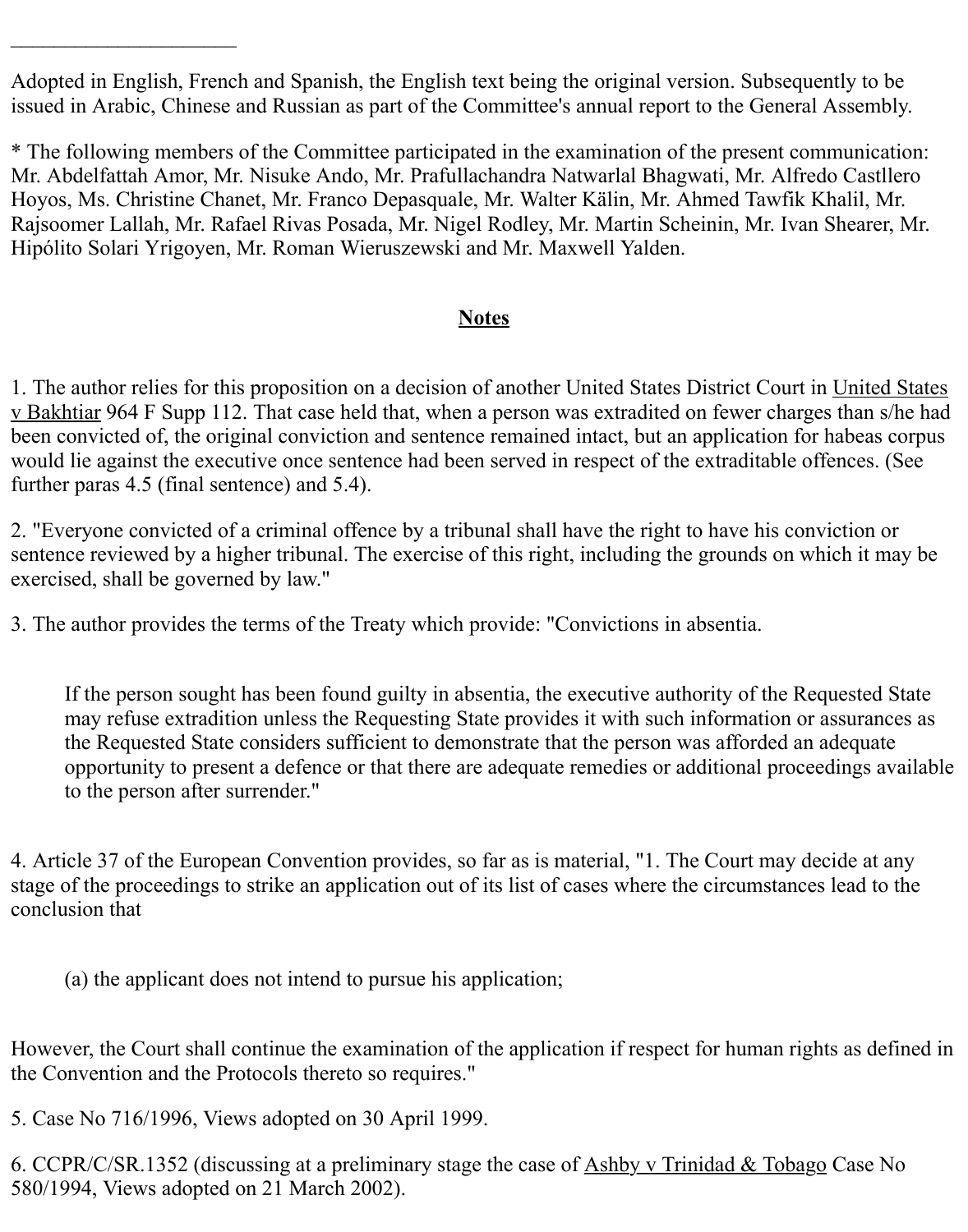______________________

Adopted in English, French and Spanish, the English text being the original version. Subsequently to be issued in Arabic, Chinese and Russian as part of the Committee's annual report to the General Assembly.

* The following members of the Committee participated in the examination of the present communication: Mr. Abdelfattah Amor, Mr. Nisuke Ando, Mr. Prafullachandra Natwarlal Bhagwati, Mr. Alfredo Castllero Hoyos, Ms. Christine Chanet, Mr. Franco Depasquale, Mr. Walter Kälin, Mr. Ahmed Tawfik Khalil, Mr. Rajsoomer Lallah, Mr. Rafael Rivas Posada, Mr. Nigel Rodley, Mr. Martin Scheinin, Mr. Ivan Shearer, Mr. Hipólito Solari Yrigoyen, Mr. Roman Wieruszewski and Mr. Maxwell Yalden.

## Notes

1. The author relies for this proposition on a decision of another United States District Court in United States v Bakhtiar 964 F Supp 112. That case held that, when a person was extradited on fewer charges than s/he had been convicted of, the original conviction and sentence remained intact, but an application for habeas corpus would lie against the executive once sentence had been served in respect of the extraditable offences. (See further paras 4.5 (final sentence) and 5.4).

2. "Everyone convicted of a criminal offence by a tribunal shall have the right to have his conviction or sentence reviewed by a higher tribunal. The exercise of this right, including the grounds on which it may be exercised, shall be governed by law."

3. The author provides the terms of the Treaty which provide: "Convictions in absentia.

> If the person sought has been found guilty in absentia, the executive authority of the Requested State may refuse extradition unless the Requesting State provides it with such information or assurances as the Requested State considers sufficient to demonstrate that the person was afforded an adequate opportunity to present a defence or that there are adequate remedies or additional proceedings available to the person after surrender."

4. Article 37 of the European Convention provides, so far as is material, "1. The Court may decide at any stage of the proceedings to strike an application out of its list of cases where the circumstances lead to the conclusion that

> (a) the applicant does not intend to pursue his application;

However, the Court shall continue the examination of the application if respect for human rights as defined in the Convention and the Protocols thereto so requires."

5. Case No 716/1996, Views adopted on 30 April 1999.

6. CCPR/C/SR.1352 (discussing at a preliminary stage the case of Ashby v Trinidad & Tobago Case No 580/1994, Views adopted on 21 March 2002).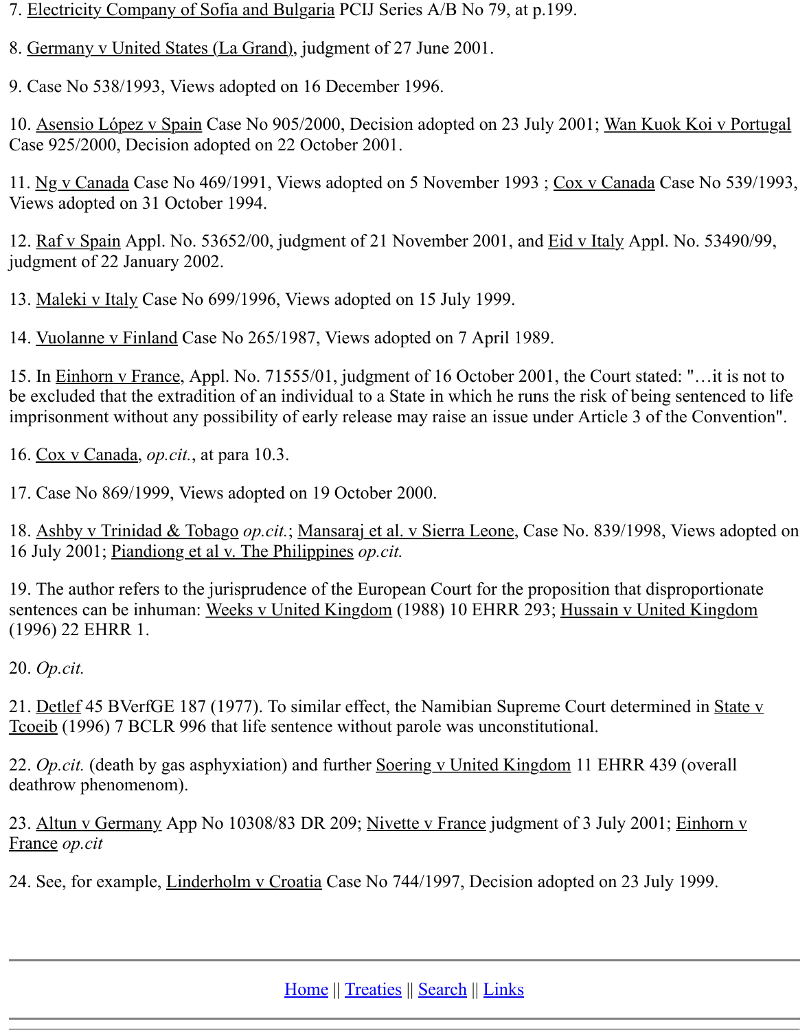7. Electricity Company of Sofia and Bulgaria PCIJ Series A/B No 79, at p.199.

8. Germany v United States (La Grand), judgment of 27 June 2001.

9. Case No 538/1993, Views adopted on 16 December 1996.

10. Asensio López v Spain Case No 905/2000, Decision adopted on 23 July 2001; Wan Kuok Koi v Portugal Case 925/2000, Decision adopted on 22 October 2001.

11. Ng v Canada Case No 469/1991, Views adopted on 5 November 1993 ; Cox v Canada Case No 539/1993, Views adopted on 31 October 1994.

12. Raf v Spain Appl. No. 53652/00, judgment of 21 November 2001, and Eid v Italy Appl. No. 53490/99, judgment of 22 January 2002.

13. Maleki v Italy Case No 699/1996, Views adopted on 15 July 1999.

14. Vuolanne v Finland Case No 265/1987, Views adopted on 7 April 1989.

15. In Einhorn v France, Appl. No. 71555/01, judgment of 16 October 2001, the Court stated: "…it is not to be excluded that the extradition of an individual to a State in which he runs the risk of being sentenced to life imprisonment without any possibility of early release may raise an issue under Article 3 of the Convention".

16. Cox v Canada, *op.cit.*, at para 10.3.

17. Case No 869/1999, Views adopted on 19 October 2000.

18. Ashby v Trinidad & Tobago *op.cit.*; Mansaraj et al. v Sierra Leone, Case No. 839/1998, Views adopted on 16 July 2001; Piandiong et al v. The Philippines *op.cit.*

19. The author refers to the jurisprudence of the European Court for the proposition that disproportionate sentences can be inhuman: Weeks v United Kingdom (1988) 10 EHRR 293; Hussain v United Kingdom (1996) 22 EHRR 1.

20. *Op.cit.*

21. Detlef 45 BVerfGE 187 (1977). To similar effect, the Namibian Supreme Court determined in State v Tcoeib (1996) 7 BCLR 996 that life sentence without parole was unconstitutional.

22. *Op.cit.* (death by gas asphyxiation) and further Soering v United Kingdom 11 EHRR 439 (overall deathrow phenomenom).

23. Altun v Germany App No 10308/83 DR 209; Nivette v France judgment of 3 July 2001; Einhorn v France *op.cit*

24. See, for example, Linderholm v Croatia Case No 744/1997, Decision adopted on 23 July 1999.

Home || Treaties || Search || Links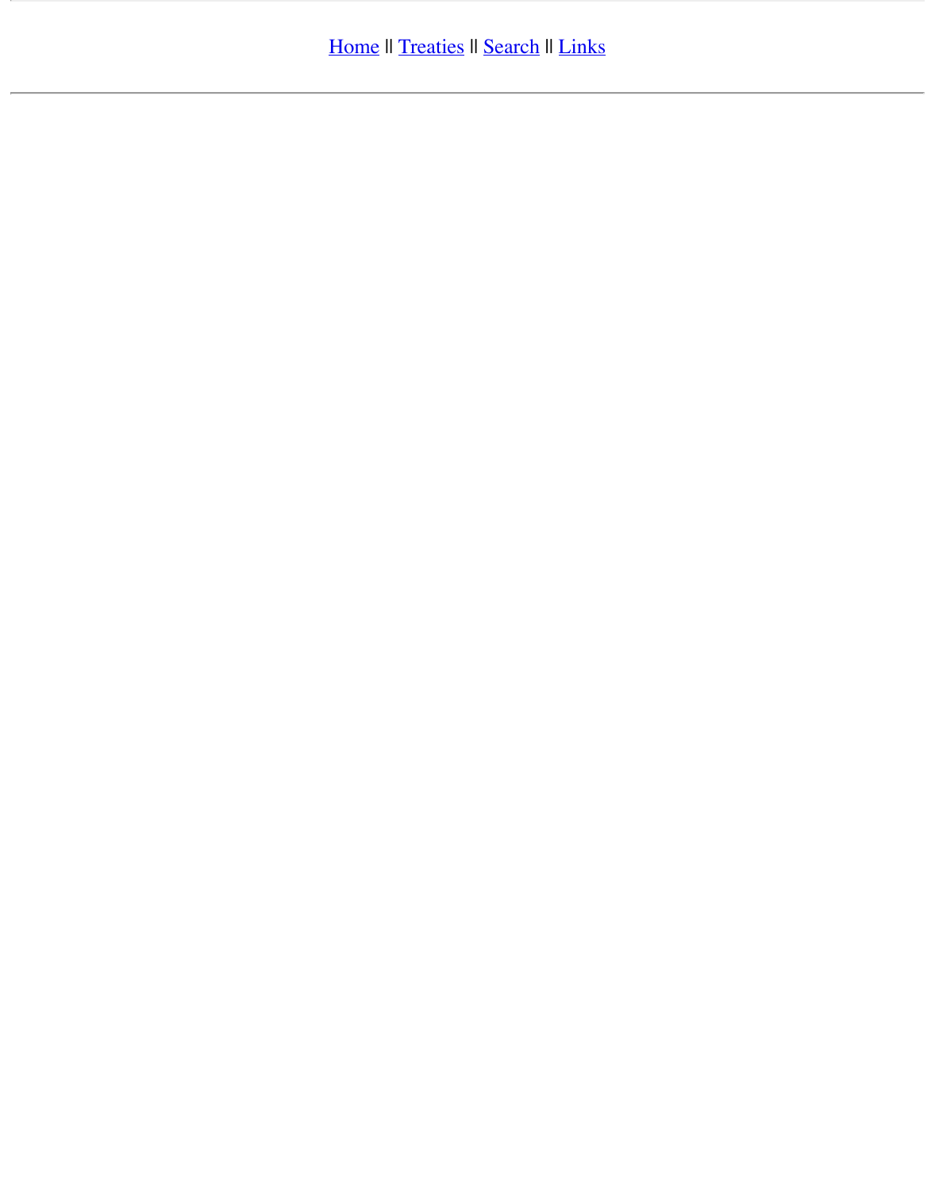Home || Treaties || Search || Links

---